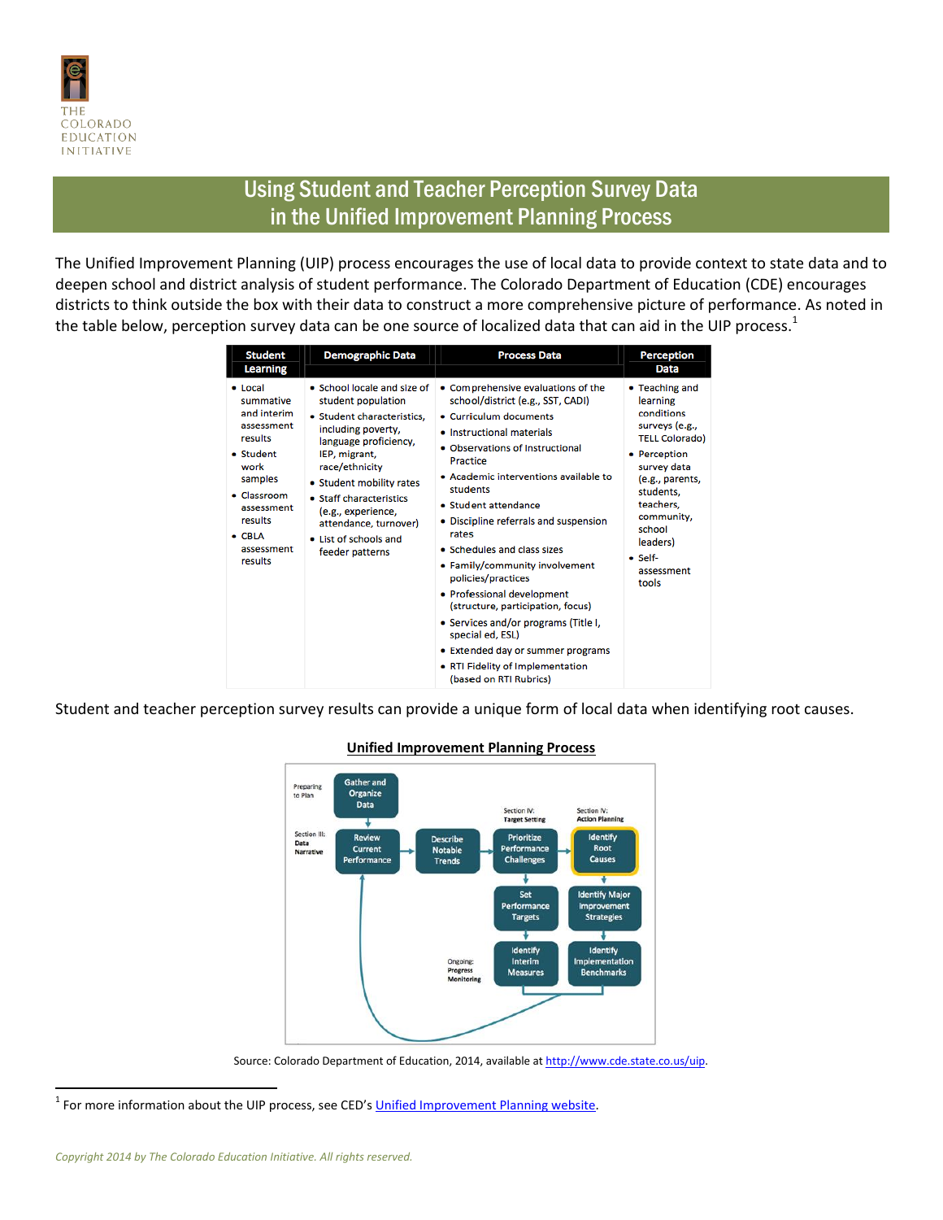THE COLORADO EDUCATION INITIATIVE

# Using Student and Teacher Perception Survey Data in the Unified Improvement Planning Process

The Unified Improvement Planning (UIP) process encourages the use of local data to provide context to state data and to deepen school and district analysis of student performance. The Colorado Department of Education (CDE) encourages districts to think outside the box with their data to construct a more comprehensive picture of performance. As noted in the table below, perception survey data can be one source of localized data that can aid in the UIP process.[1]

| Student Learning | Demographic Data | Process Data | Perception Data |
|---|---|---|---|
| • Local summative and interim assessment results<br>• Student work samples<br>• Classroom assessment results<br>• CBLA assessment results | • School locale and size of student population<br>• Student characteristics, including poverty, language proficiency, IEP, migrant, race/ethnicity<br>• Student mobility rates<br>• Staff characteristics (e.g., experience, attendance, turnover)<br>• List of schools and feeder patterns | • Comprehensive evaluations of the school/district (e.g., SST, CADI)<br>• Curriculum documents<br>• Instructional materials<br>• Observations of Instructional Practice<br>• Academic interventions available to students<br>• Student attendance<br>• Discipline referrals and suspension rates<br>• Schedules and class sizes<br>• Family/community involvement policies/practices<br>• Professional development (structure, participation, focus)<br>• Services and/or programs (Title I, special ed, ESL)<br>• Extended day or summer programs<br>• RTI Fidelity of Implementation (based on RTI Rubrics) | • Teaching and learning conditions surveys (e.g., TELL Colorado)<br>• Perception survey data (e.g., parents, students, teachers, community, school leaders)<br>• Self-assessment tools |

Student and teacher perception survey results can provide a unique form of local data when identifying root causes.

**Unified Improvement Planning Process**

- Preparing to Plan: Gather and Organize Data
- Section III: Data Narrative: Review Current Performance → Describe Notable Trends → Prioritize Performance Challenges → Identify Root Causes
- Section IV: Target Setting: Prioritize Performance Challenges → Set Performance Targets → Identify Interim Measures
- Section IV: Action Planning: Identify Root Causes → Identify Major Improvement Strategies → Identify Implementation Benchmarks
- Ongoing: Progress Monitoring: Identify Interim Measures / Identify Implementation Benchmarks → Review Current Performance

Source: Colorado Department of Education, 2014, available at http://www.cde.state.co.us/uip.

[1] For more information about the UIP process, see CED's Unified Improvement Planning website.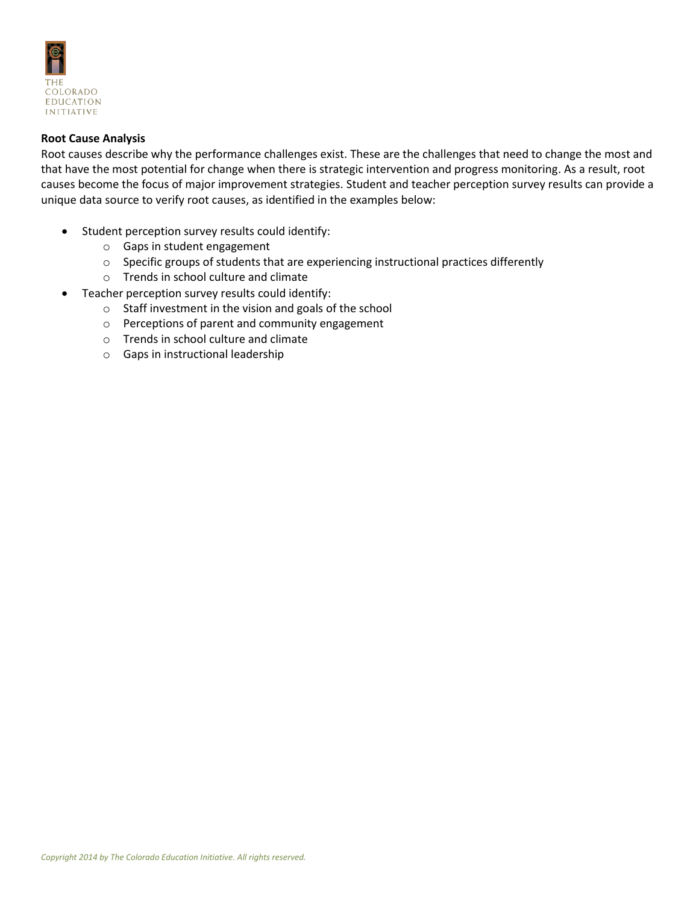**Root Cause Analysis**

Root causes describe why the performance challenges exist. These are the challenges that need to change the most and that have the most potential for change when there is strategic intervention and progress monitoring. As a result, root causes become the focus of major improvement strategies. Student and teacher perception survey results can provide a unique data source to verify root causes, as identified in the examples below:

- Student perception survey results could identify:
  - Gaps in student engagement
  - Specific groups of students that are experiencing instructional practices differently
  - Trends in school culture and climate
- Teacher perception survey results could identify:
  - Staff investment in the vision and goals of the school
  - Perceptions of parent and community engagement
  - Trends in school culture and climate
  - Gaps in instructional leadership